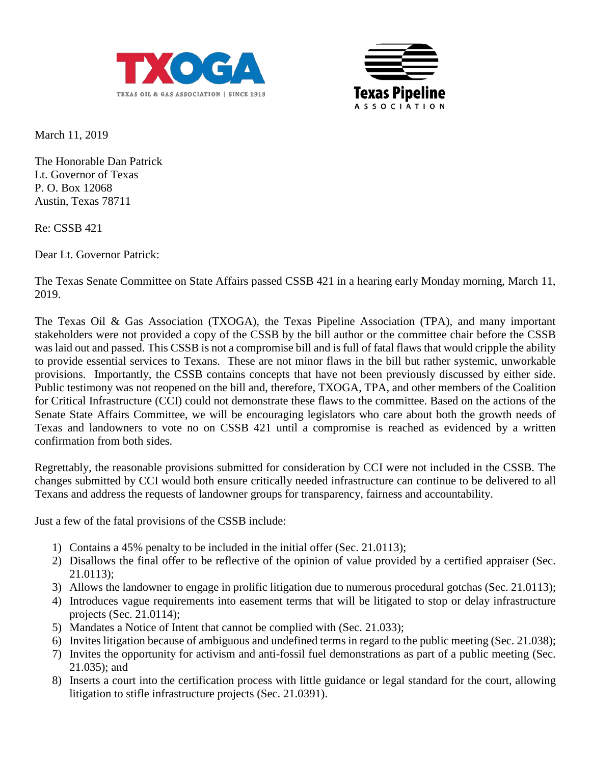TXOGA
TEXAS OIL & GAS ASSOCIATION | SINCE 1919

Texas Pipeline
ASSOCIATION

March 11, 2019

The Honorable Dan Patrick
Lt. Governor of Texas
P. O. Box 12068
Austin, Texas 78711

Re: CSSB 421

Dear Lt. Governor Patrick:

The Texas Senate Committee on State Affairs passed CSSB 421 in a hearing early Monday morning, March 11, 2019.

The Texas Oil & Gas Association (TXOGA), the Texas Pipeline Association (TPA), and many important stakeholders were not provided a copy of the CSSB by the bill author or the committee chair before the CSSB was laid out and passed. This CSSB is not a compromise bill and is full of fatal flaws that would cripple the ability to provide essential services to Texans. These are not minor flaws in the bill but rather systemic, unworkable provisions. Importantly, the CSSB contains concepts that have not been previously discussed by either side. Public testimony was not reopened on the bill and, therefore, TXOGA, TPA, and other members of the Coalition for Critical Infrastructure (CCI) could not demonstrate these flaws to the committee. Based on the actions of the Senate State Affairs Committee, we will be encouraging legislators who care about both the growth needs of Texas and landowners to vote no on CSSB 421 until a compromise is reached as evidenced by a written confirmation from both sides.

Regrettably, the reasonable provisions submitted for consideration by CCI were not included in the CSSB. The changes submitted by CCI would both ensure critically needed infrastructure can continue to be delivered to all Texans and address the requests of landowner groups for transparency, fairness and accountability.

Just a few of the fatal provisions of the CSSB include:

1) Contains a 45% penalty to be included in the initial offer (Sec. 21.0113);
2) Disallows the final offer to be reflective of the opinion of value provided by a certified appraiser (Sec. 21.0113);
3) Allows the landowner to engage in prolific litigation due to numerous procedural gotchas (Sec. 21.0113);
4) Introduces vague requirements into easement terms that will be litigated to stop or delay infrastructure projects (Sec. 21.0114);
5) Mandates a Notice of Intent that cannot be complied with (Sec. 21.033);
6) Invites litigation because of ambiguous and undefined terms in regard to the public meeting (Sec. 21.038);
7) Invites the opportunity for activism and anti-fossil fuel demonstrations as part of a public meeting (Sec. 21.035); and
8) Inserts a court into the certification process with little guidance or legal standard for the court, allowing litigation to stifle infrastructure projects (Sec. 21.0391).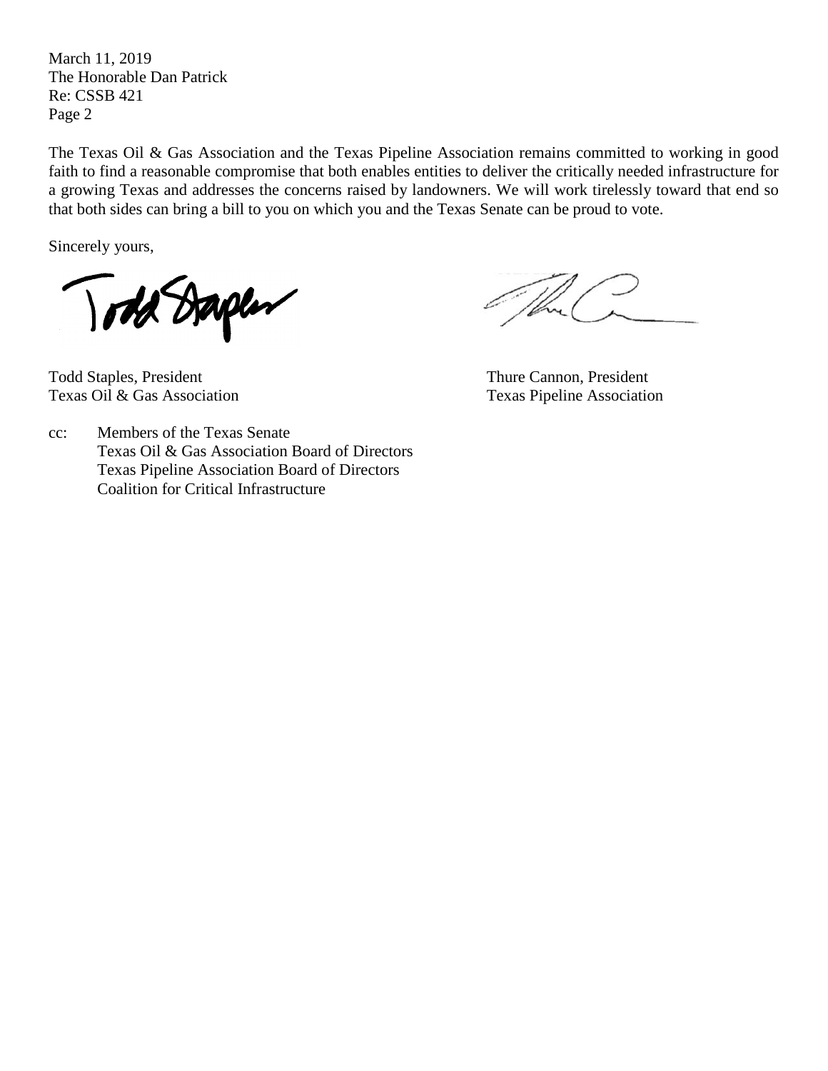March 11, 2019
The Honorable Dan Patrick
Re: CSSB 421
Page 2

The Texas Oil & Gas Association and the Texas Pipeline Association remains committed to working in good faith to find a reasonable compromise that both enables entities to deliver the critically needed infrastructure for a growing Texas and addresses the concerns raised by landowners. We will work tirelessly toward that end so that both sides can bring a bill to you on which you and the Texas Senate can be proud to vote.

Sincerely yours,

Todd Staples, President
Texas Oil & Gas Association

Thure Cannon, President
Texas Pipeline Association

cc: Members of the Texas Senate
Texas Oil & Gas Association Board of Directors
Texas Pipeline Association Board of Directors
Coalition for Critical Infrastructure